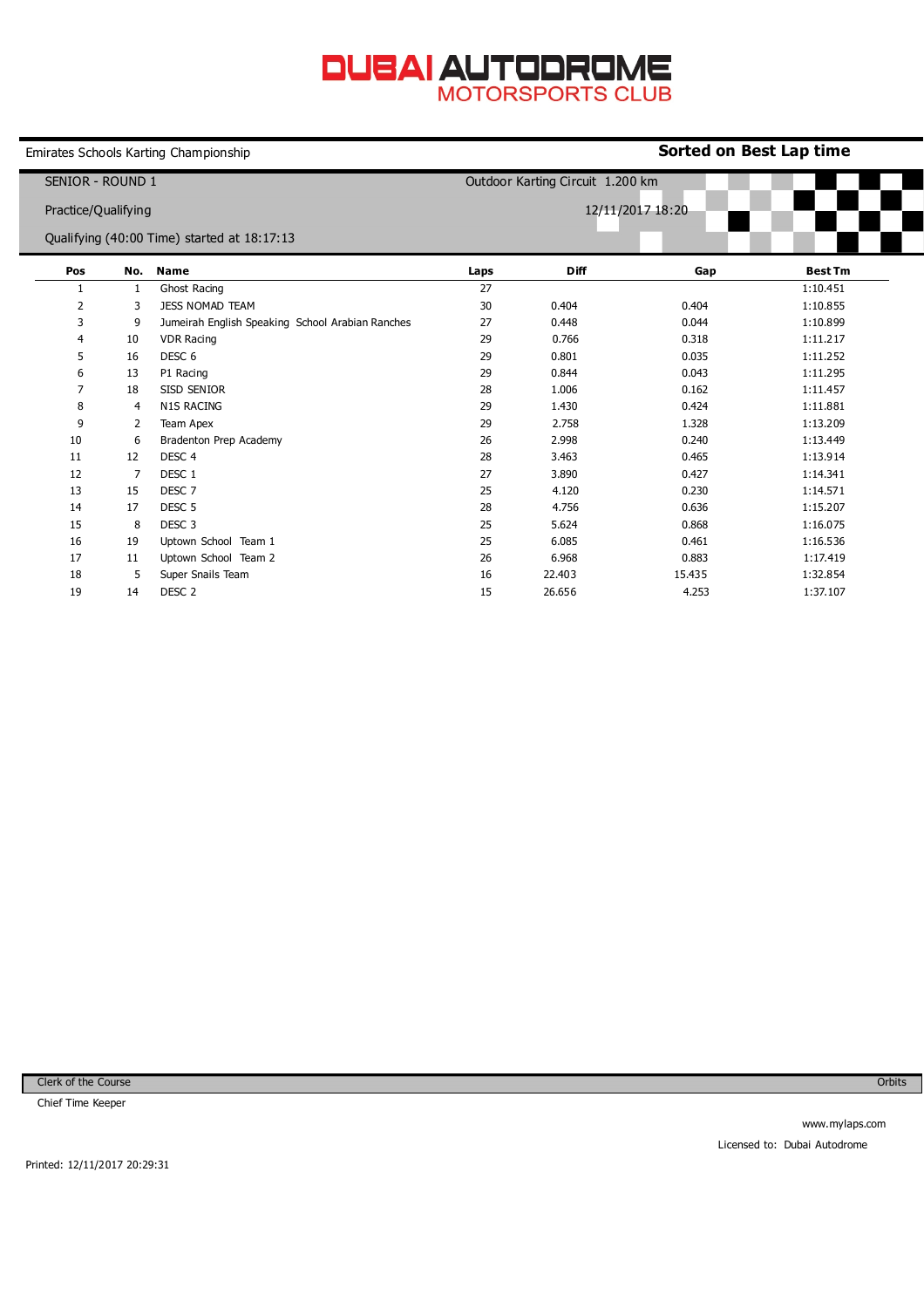# DUBAI AUTODROME
## MOTORSPORTS CLUB

Emirates Schools Karting Championship

**Sorted on Best Lap time**

SENIOR - ROUND 1

Outdoor Karting Circuit 1.200 km

Practice/Qualifying

12/11/2017 18:20

Qualifying (40:00 Time) started at 18:17:13

| Pos | No. | Name | Laps | Diff | Gap | Best Tm |
|---|---|---|---|---|---|---|
| 1 | 1 | Ghost Racing | 27 | | | 1:10.451 |
| 2 | 3 | JESS NOMAD TEAM | 30 | 0.404 | 0.404 | 1:10.855 |
| 3 | 9 | Jumeirah English Speaking School Arabian Ranches | 27 | 0.448 | 0.044 | 1:10.899 |
| 4 | 10 | VDR Racing | 29 | 0.766 | 0.318 | 1:11.217 |
| 5 | 16 | DESC 6 | 29 | 0.801 | 0.035 | 1:11.252 |
| 6 | 13 | P1 Racing | 29 | 0.844 | 0.043 | 1:11.295 |
| 7 | 18 | SISD SENIOR | 28 | 1.006 | 0.162 | 1:11.457 |
| 8 | 4 | N1S RACING | 29 | 1.430 | 0.424 | 1:11.881 |
| 9 | 2 | Team Apex | 29 | 2.758 | 1.328 | 1:13.209 |
| 10 | 6 | Bradenton Prep Academy | 26 | 2.998 | 0.240 | 1:13.449 |
| 11 | 12 | DESC 4 | 28 | 3.463 | 0.465 | 1:13.914 |
| 12 | 7 | DESC 1 | 27 | 3.890 | 0.427 | 1:14.341 |
| 13 | 15 | DESC 7 | 25 | 4.120 | 0.230 | 1:14.571 |
| 14 | 17 | DESC 5 | 28 | 4.756 | 0.636 | 1:15.207 |
| 15 | 8 | DESC 3 | 25 | 5.624 | 0.868 | 1:16.075 |
| 16 | 19 | Uptown School Team 1 | 25 | 6.085 | 0.461 | 1:16.536 |
| 17 | 11 | Uptown School Team 2 | 26 | 6.968 | 0.883 | 1:17.419 |
| 18 | 5 | Super Snails Team | 16 | 22.403 | 15.435 | 1:32.854 |
| 19 | 14 | DESC 2 | 15 | 26.656 | 4.253 | 1:37.107 |

Clerk of the Course

Chief Time Keeper

Orbits

www.mylaps.com

Licensed to: Dubai Autodrome

Printed: 12/11/2017 20:29:31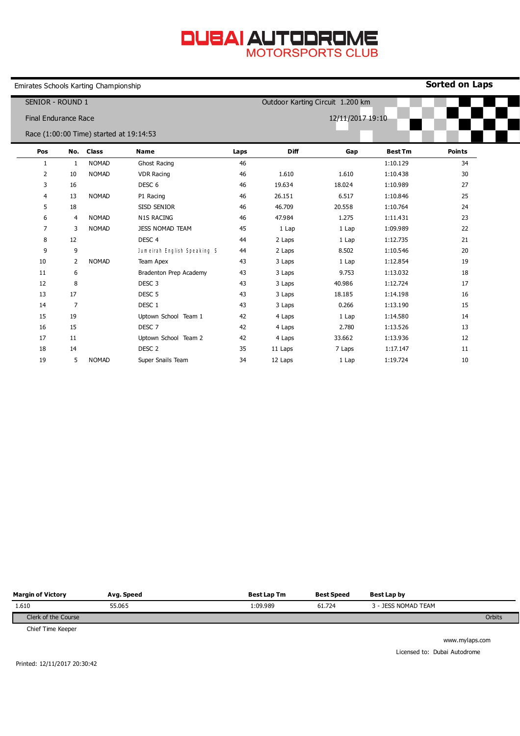# DUBAI AUTODROME
## MOTORSPORTS CLUB

Emirates Schools Karting Championship

**Sorted on Laps**

SENIOR - ROUND 1

Outdoor Karting Circuit 1.200 km

Final Endurance Race

12/11/2017 19:10

Race (1:00:00 Time) started at 19:14:53

| Pos | No. | Class | Name | Laps | Diff | Gap | Best Tm | Points |
|---|---|---|---|---|---|---|---|---|
| 1 | 1 | NOMAD | Ghost Racing | 46 | | | 1:10.129 | 34 |
| 2 | 10 | NOMAD | VDR Racing | 46 | 1.610 | 1.610 | 1:10.438 | 30 |
| 3 | 16 | | DESC 6 | 46 | 19.634 | 18.024 | 1:10.989 | 27 |
| 4 | 13 | NOMAD | P1 Racing | 46 | 26.151 | 6.517 | 1:10.846 | 25 |
| 5 | 18 | | SISD SENIOR | 46 | 46.709 | 20.558 | 1:10.764 | 24 |
| 6 | 4 | NOMAD | N1S RACING | 46 | 47.984 | 1.275 | 1:11.431 | 23 |
| 7 | 3 | NOMAD | JESS NOMAD TEAM | 45 | 1 Lap | 1 Lap | 1:09.989 | 22 |
| 8 | 12 | | DESC 4 | 44 | 2 Laps | 1 Lap | 1:12.735 | 21 |
| 9 | 9 | | Jumeirah English Speaking S | 44 | 2 Laps | 8.502 | 1:10.546 | 20 |
| 10 | 2 | NOMAD | Team Apex | 43 | 3 Laps | 1 Lap | 1:12.854 | 19 |
| 11 | 6 | | Bradenton Prep Academy | 43 | 3 Laps | 9.753 | 1:13.032 | 18 |
| 12 | 8 | | DESC 3 | 43 | 3 Laps | 40.986 | 1:12.724 | 17 |
| 13 | 17 | | DESC 5 | 43 | 3 Laps | 18.185 | 1:14.198 | 16 |
| 14 | 7 | | DESC 1 | 43 | 3 Laps | 0.266 | 1:13.190 | 15 |
| 15 | 19 | | Uptown School Team 1 | 42 | 4 Laps | 1 Lap | 1:14.580 | 14 |
| 16 | 15 | | DESC 7 | 42 | 4 Laps | 2.780 | 1:13.526 | 13 |
| 17 | 11 | | Uptown School Team 2 | 42 | 4 Laps | 33.662 | 1:13.936 | 12 |
| 18 | 14 | | DESC 2 | 35 | 11 Laps | 7 Laps | 1:17.147 | 11 |
| 19 | 5 | NOMAD | Super Snails Team | 34 | 12 Laps | 1 Lap | 1:19.724 | 10 |

| Margin of Victory | Avg. Speed | Best Lap Tm | Best Speed | Best Lap by |
|---|---|---|---|---|
| 1.610 | 55.065 | 1:09.989 | 61.724 | 3 - JESS NOMAD TEAM |

Clerk of the Course

Orbits

Chief Time Keeper

www.mylaps.com

Licensed to: Dubai Autodrome

Printed: 12/11/2017 20:30:42